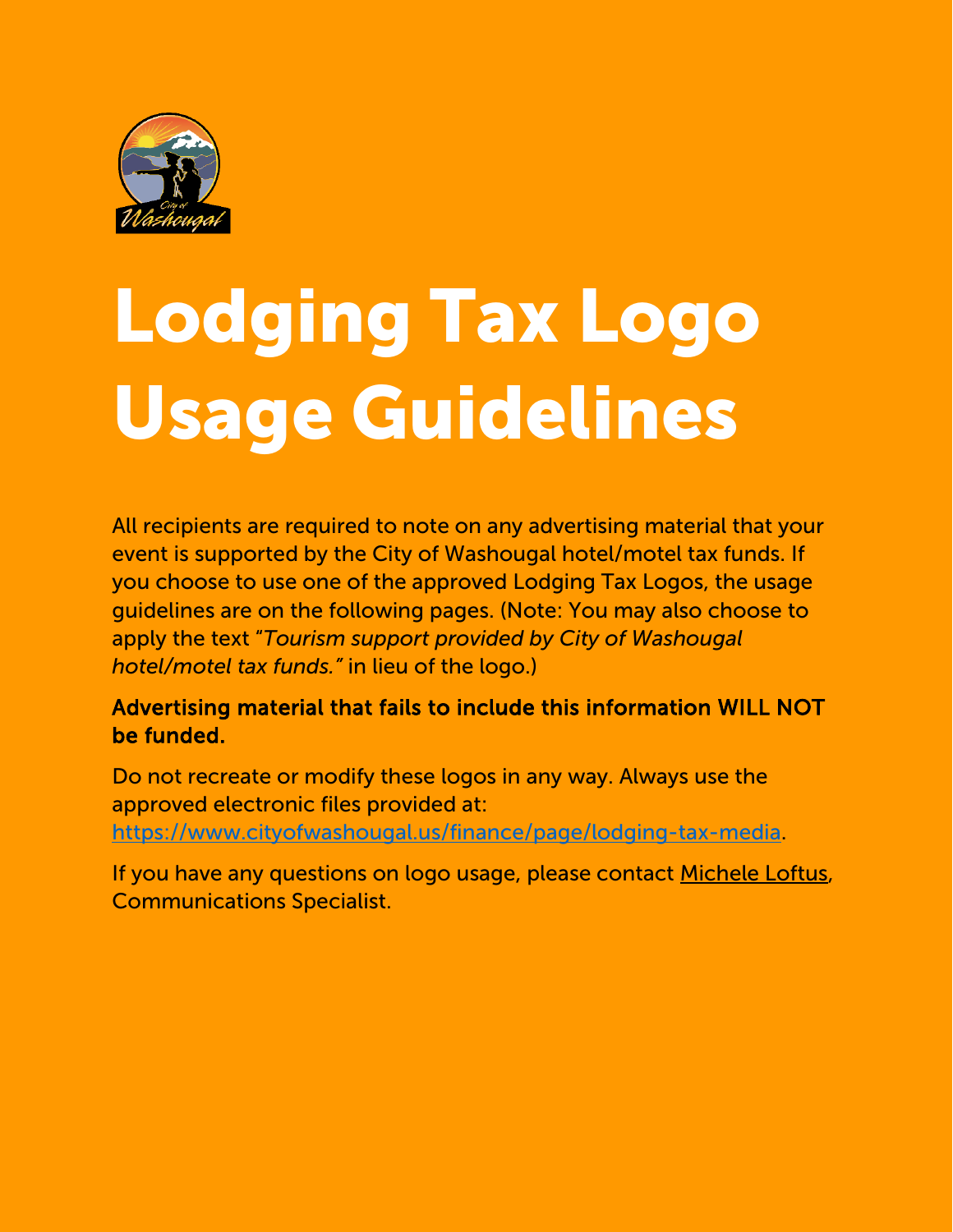# Lodging Tax Logo Usage Guidelines

All recipients are required to note on any advertising material that your event is supported by the City of Washougal hotel/motel tax funds. If you choose to use one of the approved Lodging Tax Logos, the usage guidelines are on the following pages. (Note: You may also choose to apply the text "*Tourism support provided by City of Washougal hotel/motel tax funds.*" in lieu of the logo.)

**Advertising material that fails to include this information WILL NOT be funded.**

Do not recreate or modify these logos in any way. Always use the approved electronic files provided at: [https://www.cityofwashougal.us/finance/page/lodging-tax-media](https://www.cityofwashougal.us/finance/page/lodging-tax-media).

If you have any questions on logo usage, please contact Michele Loftus, Communications Specialist.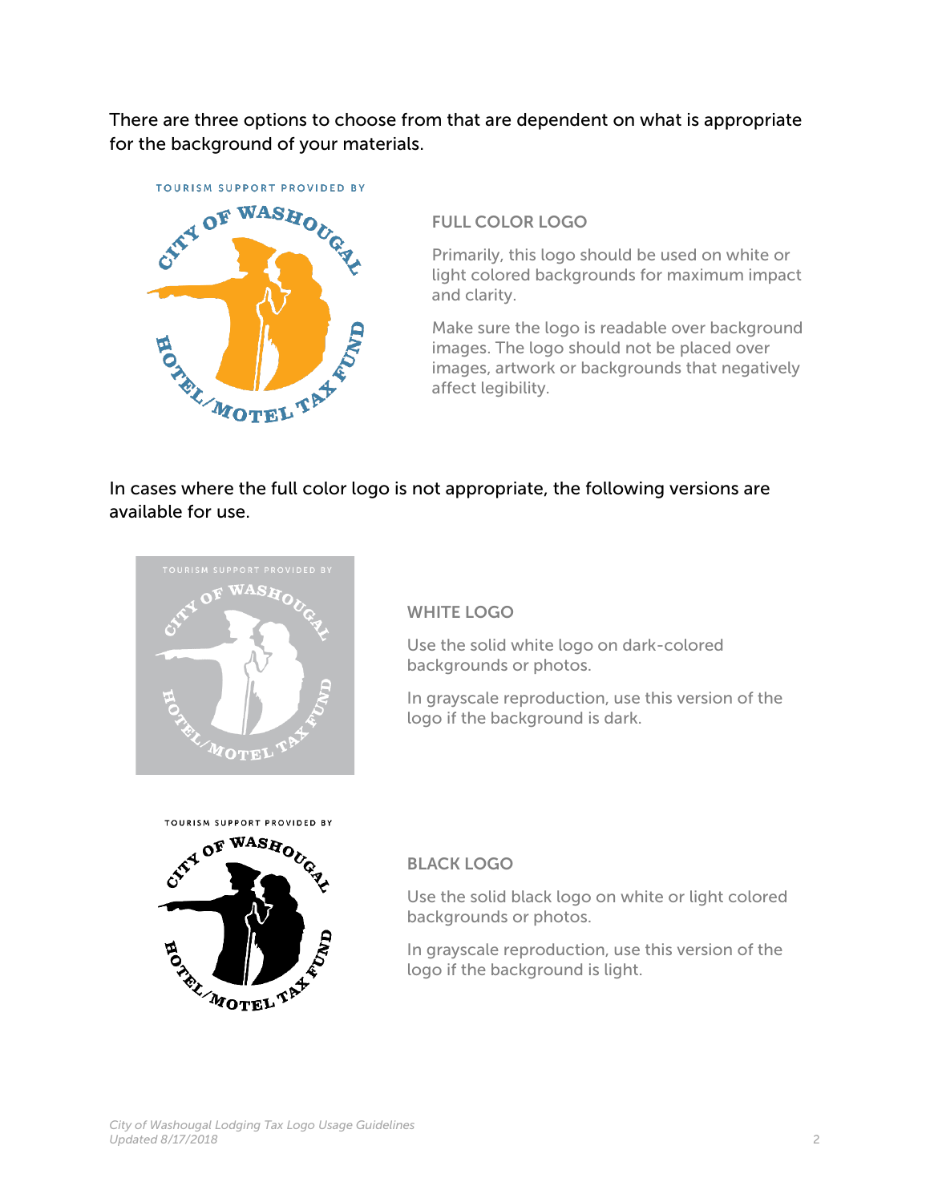There are three options to choose from that are dependent on what is appropriate for the background of your materials.

### FULL COLOR LOGO

Primarily, this logo should be used on white or light colored backgrounds for maximum impact and clarity.

Make sure the logo is readable over background images. The logo should not be placed over images, artwork or backgrounds that negatively affect legibility.

In cases where the full color logo is not appropriate, the following versions are available for use.

### WHITE LOGO

Use the solid white logo on dark-colored backgrounds or photos.

In grayscale reproduction, use this version of the logo if the background is dark.

### BLACK LOGO

Use the solid black logo on white or light colored backgrounds or photos.

In grayscale reproduction, use this version of the logo if the background is light.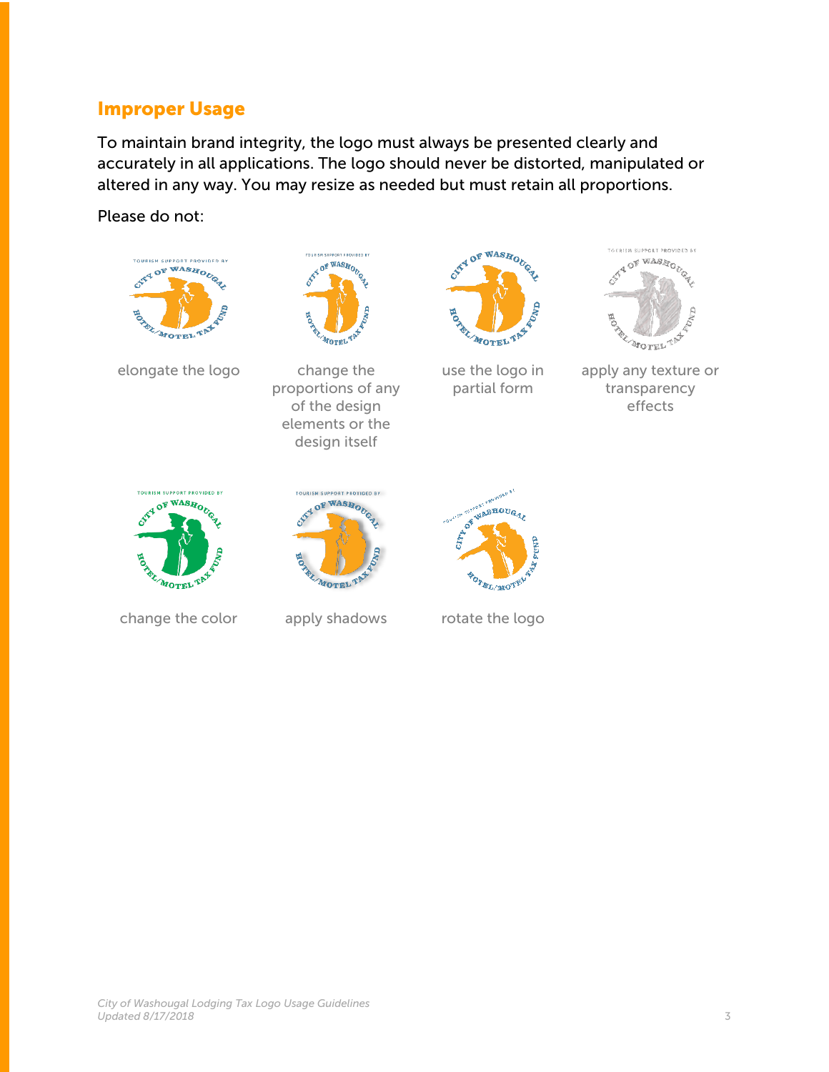## Improper Usage

To maintain brand integrity, the logo must always be presented clearly and accurately in all applications. The logo should never be distorted, manipulated or altered in any way. You may resize as needed but must retain all proportions.

Please do not:

elongate the logo

change the proportions of any of the design elements or the design itself

use the logo in partial form

apply any texture or transparency effects

change the color

apply shadows

rotate the logo

*City of Washougal Lodging Tax Logo Usage Guidelines*
*Updated 8/17/2018*